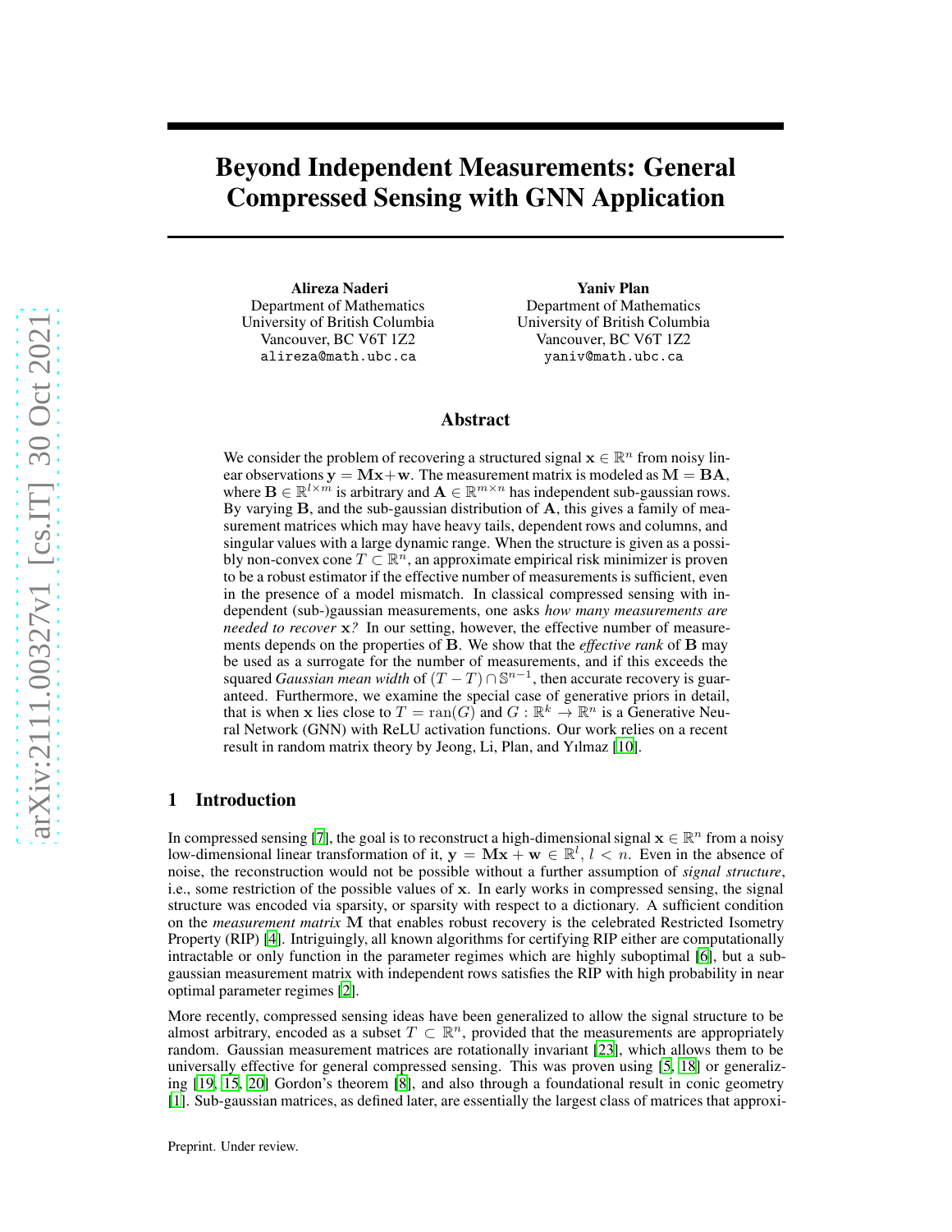# Beyond Independent Measurements: General Compressed Sensing with GNN Application

**Alireza Naderi**
Department of Mathematics
University of British Columbia
Vancouver, BC V6T 1Z2
alireza@math.ubc.ca

**Yaniv Plan**
Department of Mathematics
University of British Columbia
Vancouver, BC V6T 1Z2
yaniv@math.ubc.ca

## Abstract

We consider the problem of recovering a structured signal $\mathbf{x} \in \mathbb{R}^n$ from noisy linear observations $\mathbf{y} = \mathbf{M}\mathbf{x} + \mathbf{w}$. The measurement matrix is modeled as $\mathbf{M} = \mathbf{B}\mathbf{A}$, where $\mathbf{B} \in \mathbb{R}^{l \times m}$ is arbitrary and $\mathbf{A} \in \mathbb{R}^{m \times n}$ has independent sub-gaussian rows. By varying $\mathbf{B}$, and the sub-gaussian distribution of $\mathbf{A}$, this gives a family of measurement matrices which may have heavy tails, dependent rows and columns, and singular values with a large dynamic range. When the structure is given as a possibly non-convex cone $T \subset \mathbb{R}^n$, an approximate empirical risk minimizer is proven to be a robust estimator if the effective number of measurements is sufficient, even in the presence of a model mismatch. In classical compressed sensing with independent (sub-)gaussian measurements, one asks *how many measurements are needed to recover* $\mathbf{x}$*?* In our setting, however, the effective number of measurements depends on the properties of $\mathbf{B}$. We show that the *effective rank* of $\mathbf{B}$ may be used as a surrogate for the number of measurements, and if this exceeds the squared *Gaussian mean width* of $(T - T) \cap \mathbb{S}^{n-1}$, then accurate recovery is guaranteed. Furthermore, we examine the special case of generative priors in detail, that is when $\mathbf{x}$ lies close to $T = \operatorname{ran}(G)$ and $G : \mathbb{R}^k \to \mathbb{R}^n$ is a Generative Neural Network (GNN) with ReLU activation functions. Our work relies on a recent result in random matrix theory by Jeong, Li, Plan, and Yılmaz [10].

## 1 Introduction

In compressed sensing [7], the goal is to reconstruct a high-dimensional signal $\mathbf{x} \in \mathbb{R}^n$ from a noisy low-dimensional linear transformation of it, $\mathbf{y} = \mathbf{M}\mathbf{x} + \mathbf{w} \in \mathbb{R}^l$, $l < n$. Even in the absence of noise, the reconstruction would not be possible without a further assumption of *signal structure*, i.e., some restriction of the possible values of $\mathbf{x}$. In early works in compressed sensing, the signal structure was encoded via sparsity, or sparsity with respect to a dictionary. A sufficient condition on the *measurement matrix* $\mathbf{M}$ that enables robust recovery is the celebrated Restricted Isometry Property (RIP) [4]. Intriguingly, all known algorithms for certifying RIP either are computationally intractable or only function in the parameter regimes which are highly suboptimal [6], but a sub-gaussian measurement matrix with independent rows satisfies the RIP with high probability in near optimal parameter regimes [2].

More recently, compressed sensing ideas have been generalized to allow the signal structure to be almost arbitrary, encoded as a subset $T \subset \mathbb{R}^n$, provided that the measurements are appropriately random. Gaussian measurement matrices are rotationally invariant [23], which allows them to be universally effective for general compressed sensing. This was proven using [5, 18] or generalizing [19, 15, 20] Gordon's theorem [8], and also through a foundational result in conic geometry [1]. Sub-gaussian matrices, as defined later, are essentially the largest class of matrices that approxi-

Preprint. Under review.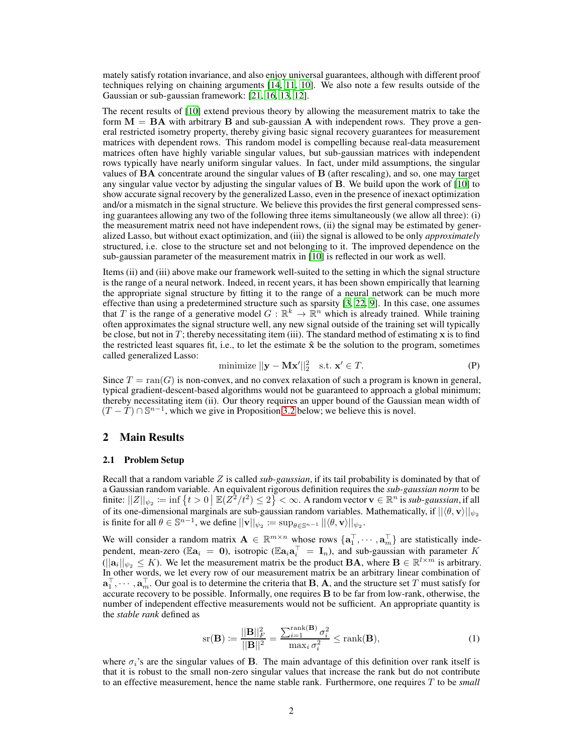mately satisfy rotation invariance, and also enjoy universal guarantees, although with different proof techniques relying on chaining arguments [14, 11, 10]. We also note a few results outside of the Gaussian or sub-gaussian framework: [21, 16, 13, 12].

The recent results of [10] extend previous theory by allowing the measurement matrix to take the form $\mathbf{M} = \mathbf{B}\mathbf{A}$ with arbitrary $\mathbf{B}$ and sub-gaussian $\mathbf{A}$ with independent rows. They prove a general restricted isometry property, thereby giving basic signal recovery guarantees for measurement matrices with dependent rows. This random model is compelling because real-data measurement matrices often have highly variable singular values, but sub-gaussian matrices with independent rows typically have nearly uniform singular values. In fact, under mild assumptions, the singular values of $\mathbf{B}\mathbf{A}$ concentrate around the singular values of $\mathbf{B}$ (after rescaling), and so, one may target any singular value vector by adjusting the singular values of $\mathbf{B}$. We build upon the work of [10] to show accurate signal recovery by the generalized Lasso, even in the presence of inexact optimization and/or a mismatch in the signal structure. We believe this provides the first general compressed sensing guarantees allowing any two of the following three items simultaneously (we allow all three): (i) the measurement matrix need not have independent rows, (ii) the signal may be estimated by generalized Lasso, but without exact optimization, and (iii) the signal is allowed to be only *approximately* structured, i.e. close to the structure set and not belonging to it. The improved dependence on the sub-gaussian parameter of the measurement matrix in [10] is reflected in our work as well.

Items (ii) and (iii) above make our framework well-suited to the setting in which the signal structure is the range of a neural network. Indeed, in recent years, it has been shown empirically that learning the appropriate signal structure by fitting it to the range of a neural network can be much more effective than using a predetermined structure such as sparsity [3, 22, 9]. In this case, one assumes that $T$ is the range of a generative model $G : \mathbb{R}^k \to \mathbb{R}^n$ which is already trained. While training often approximates the signal structure well, any new signal outside of the training set will typically be close, but not in $T$; thereby necessitating item (iii). The standard method of estimating $\mathbf{x}$ is to find the restricted least squares fit, i.e., to let the estimate $\hat{\mathbf{x}}$ be the solution to the program, sometimes called generalized Lasso:

$$\text{minimize } ||\mathbf{y} - \mathbf{M}\mathbf{x}'||_2^2 \quad \text{s.t. } \mathbf{x}' \in T. \tag{P}$$

Since $T = \text{ran}(G)$ is non-convex, and no convex relaxation of such a program is known in general, typical gradient-descent-based algorithms would not be guaranteed to approach a global minimum; thereby necessitating item (ii). Our theory requires an upper bound of the Gaussian mean width of $(T - T) \cap \mathbb{S}^{n-1}$, which we give in Proposition 3.2 below; we believe this is novel.

## 2 Main Results

### 2.1 Problem Setup

Recall that a random variable $Z$ is called *sub-gaussian*, if its tail probability is dominated by that of a Gaussian random variable. An equivalent rigorous definition requires the *sub-gaussian norm* to be finite: $||Z||_{\psi_2} := \inf\left\{t > 0 \,\middle|\, \mathbb{E}(Z^2/t^2) \leq 2\right\} < \infty$. A random vector $\mathbf{v} \in \mathbb{R}^n$ is *sub-gaussian*, if all of its one-dimensional marginals are sub-gaussian random variables. Mathematically, if $||\langle \theta, \mathbf{v} \rangle||_{\psi_2}$ is finite for all $\theta \in \mathbb{S}^{n-1}$, we define $||\mathbf{v}||_{\psi_2} := \sup_{\theta \in \mathbb{S}^{n-1}} ||\langle \theta, \mathbf{v} \rangle||_{\psi_2}$.

We will consider a random matrix $\mathbf{A} \in \mathbb{R}^{m \times n}$ whose rows $\{\mathbf{a}_1^\top, \cdots, \mathbf{a}_m^\top\}$ are statistically independent, mean-zero ($\mathbb{E}\mathbf{a}_i = \mathbf{0}$), isotropic ($\mathbb{E}\mathbf{a}_i\mathbf{a}_i^\top = \mathbf{I}_n$), and sub-gaussian with parameter $K$ ($||\mathbf{a}_i||_{\psi_2} \leq K$). We let the measurement matrix be the product $\mathbf{B}\mathbf{A}$, where $\mathbf{B} \in \mathbb{R}^{l \times m}$ is arbitrary. In other words, we let every row of our measurement matrix be an arbitrary linear combination of $\mathbf{a}_1^\top, \cdots, \mathbf{a}_m^\top$. Our goal is to determine the criteria that $\mathbf{B}$, $\mathbf{A}$, and the structure set $T$ must satisfy for accurate recovery to be possible. Informally, one requires $\mathbf{B}$ to be far from low-rank, otherwise, the number of independent effective measurements would not be sufficient. An appropriate quantity is the *stable rank* defined as

$$\text{sr}(\mathbf{B}) := \frac{||\mathbf{B}||_F^2}{||\mathbf{B}||^2} = \frac{\sum_{i=1}^{\text{rank}(\mathbf{B})} \sigma_i^2}{\max_i \sigma_i^2} \leq \text{rank}(\mathbf{B}), \tag{1}$$

where $\sigma_i$'s are the singular values of $\mathbf{B}$. The main advantage of this definition over rank itself is that it is robust to the small non-zero singular values that increase the rank but do not contribute to an effective measurement, hence the name stable rank. Furthermore, one requires $T$ to be *small*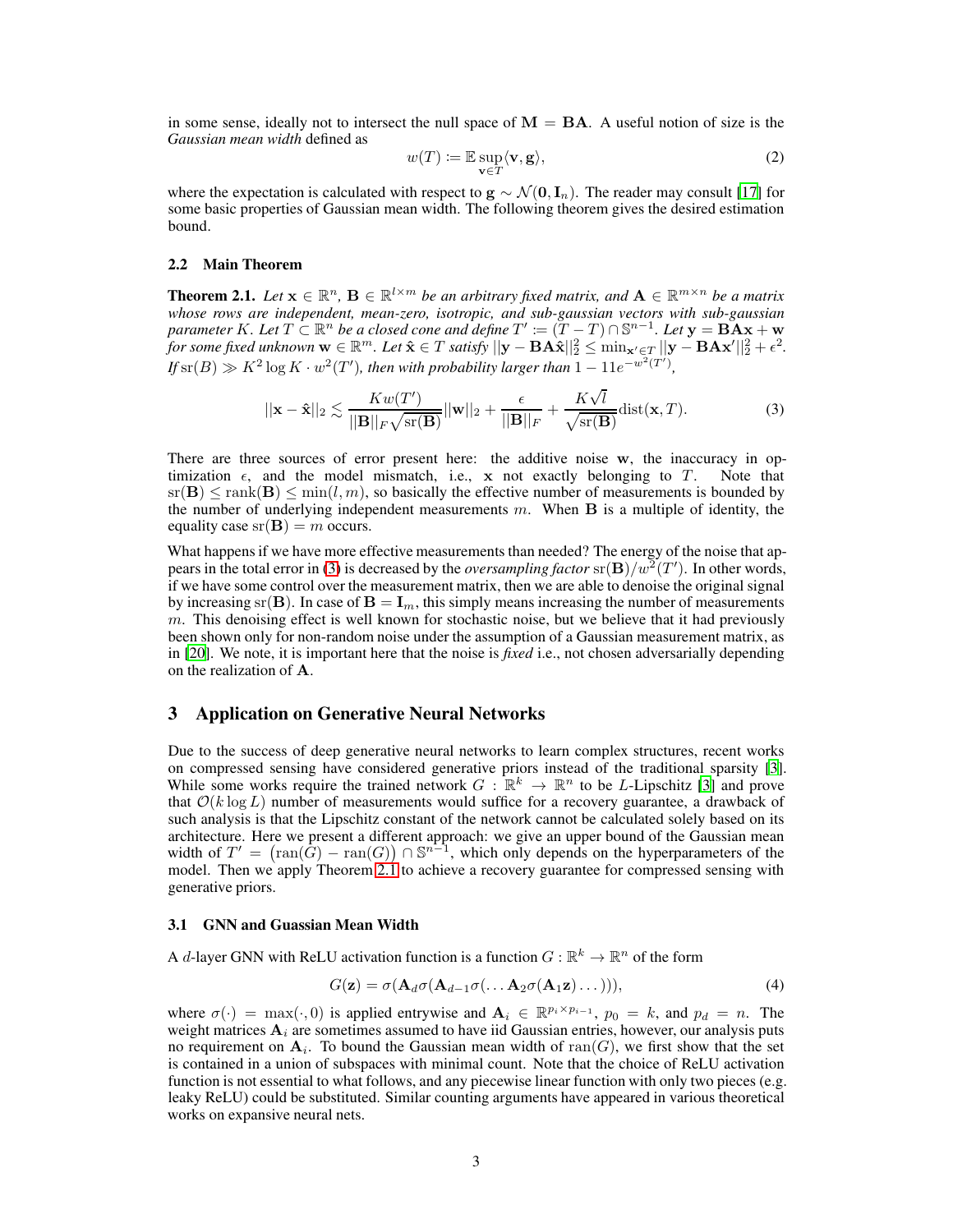in some sense, ideally not to intersect the null space of $\mathbf{M} = \mathbf{BA}$. A useful notion of size is the *Gaussian mean width* defined as

$$w(T) := \mathbb{E} \sup_{\mathbf{v} \in T} \langle \mathbf{v}, \mathbf{g} \rangle, \tag{2}$$

where the expectation is calculated with respect to $\mathbf{g} \sim \mathcal{N}(\mathbf{0}, \mathbf{I}_n)$. The reader may consult [17] for some basic properties of Gaussian mean width. The following theorem gives the desired estimation bound.

### 2.2 Main Theorem

**Theorem 2.1.** *Let $\mathbf{x} \in \mathbb{R}^n$, $\mathbf{B} \in \mathbb{R}^{l \times m}$ be an arbitrary fixed matrix, and $\mathbf{A} \in \mathbb{R}^{m \times n}$ be a matrix whose rows are independent, mean-zero, isotropic, and sub-gaussian vectors with sub-gaussian parameter $K$. Let $T \subset \mathbb{R}^n$ be a closed cone and define $T' := (T - T) \cap \mathbb{S}^{n-1}$. Let $\mathbf{y} = \mathbf{BAx} + \mathbf{w}$ for some fixed unknown $\mathbf{w} \in \mathbb{R}^m$. Let $\hat{\mathbf{x}} \in T$ satisfy $||\mathbf{y} - \mathbf{BA}\hat{\mathbf{x}}||_2^2 \leq \min_{\mathbf{x}' \in T} ||\mathbf{y} - \mathbf{BAx}'||_2^2 + \epsilon^2$. If $\mathrm{sr}(B) \gg K^2 \log K \cdot w^2(T')$, then with probability larger than $1 - 11e^{-w^2(T')}$,*

$$||\mathbf{x} - \hat{\mathbf{x}}||_2 \lesssim \frac{Kw(T')}{||\mathbf{B}||_F \sqrt{\mathrm{sr}(\mathbf{B})}} ||\mathbf{w}||_2 + \frac{\epsilon}{||\mathbf{B}||_F} + \frac{K\sqrt{l}}{\sqrt{\mathrm{sr}(\mathbf{B})}} \mathrm{dist}(\mathbf{x}, T). \tag{3}$$

There are three sources of error present here: the additive noise $\mathbf{w}$, the inaccuracy in optimization $\epsilon$, and the model mismatch, i.e., $\mathbf{x}$ not exactly belonging to $T$. Note that $\mathrm{sr}(\mathbf{B}) \leq \mathrm{rank}(\mathbf{B}) \leq \min(l, m)$, so basically the effective number of measurements is bounded by the number of underlying independent measurements $m$. When $\mathbf{B}$ is a multiple of identity, the equality case $\mathrm{sr}(\mathbf{B}) = m$ occurs.

What happens if we have more effective measurements than needed? The energy of the noise that appears in the total error in (3) is decreased by the *oversampling factor* $\mathrm{sr}(\mathbf{B})/w^2(T')$. In other words, if we have some control over the measurement matrix, then we are able to denoise the original signal by increasing $\mathrm{sr}(\mathbf{B})$. In case of $\mathbf{B} = \mathbf{I}_m$, this simply means increasing the number of measurements $m$. This denoising effect is well known for stochastic noise, but we believe that it had previously been shown only for non-random noise under the assumption of a Gaussian measurement matrix, as in [20]. We note, it is important here that the noise is *fixed* i.e., not chosen adversarially depending on the realization of $\mathbf{A}$.

## 3 Application on Generative Neural Networks

Due to the success of deep generative neural networks to learn complex structures, recent works on compressed sensing have considered generative priors instead of the traditional sparsity [3]. While some works require the trained network $G : \mathbb{R}^k \to \mathbb{R}^n$ to be $L$-Lipschitz [3] and prove that $\mathcal{O}(k \log L)$ number of measurements would suffice for a recovery guarantee, a drawback of such analysis is that the Lipschitz constant of the network cannot be calculated solely based on its architecture. Here we present a different approach: we give an upper bound of the Gaussian mean width of $T' = (\mathrm{ran}(G) - \mathrm{ran}(G)) \cap \mathbb{S}^{n-1}$, which only depends on the hyperparameters of the model. Then we apply Theorem 2.1 to achieve a recovery guarantee for compressed sensing with generative priors.

### 3.1 GNN and Guassian Mean Width

A $d$-layer GNN with ReLU activation function is a function $G : \mathbb{R}^k \to \mathbb{R}^n$ of the form

$$G(\mathbf{z}) = \sigma(\mathbf{A}_d \sigma(\mathbf{A}_{d-1} \sigma(\dots \mathbf{A}_2 \sigma(\mathbf{A}_1 \mathbf{z}) \dots))), \tag{4}$$

where $\sigma(\cdot) = \max(\cdot, 0)$ is applied entrywise and $\mathbf{A}_i \in \mathbb{R}^{p_i \times p_{i-1}}$, $p_0 = k$, and $p_d = n$. The weight matrices $\mathbf{A}_i$ are sometimes assumed to have iid Gaussian entries, however, our analysis puts no requirement on $\mathbf{A}_i$. To bound the Gaussian mean width of $\mathrm{ran}(G)$, we first show that the set is contained in a union of subspaces with minimal count. Note that the choice of ReLU activation function is not essential to what follows, and any piecewise linear function with only two pieces (e.g. leaky ReLU) could be substituted. Similar counting arguments have appeared in various theoretical works on expansive neural nets.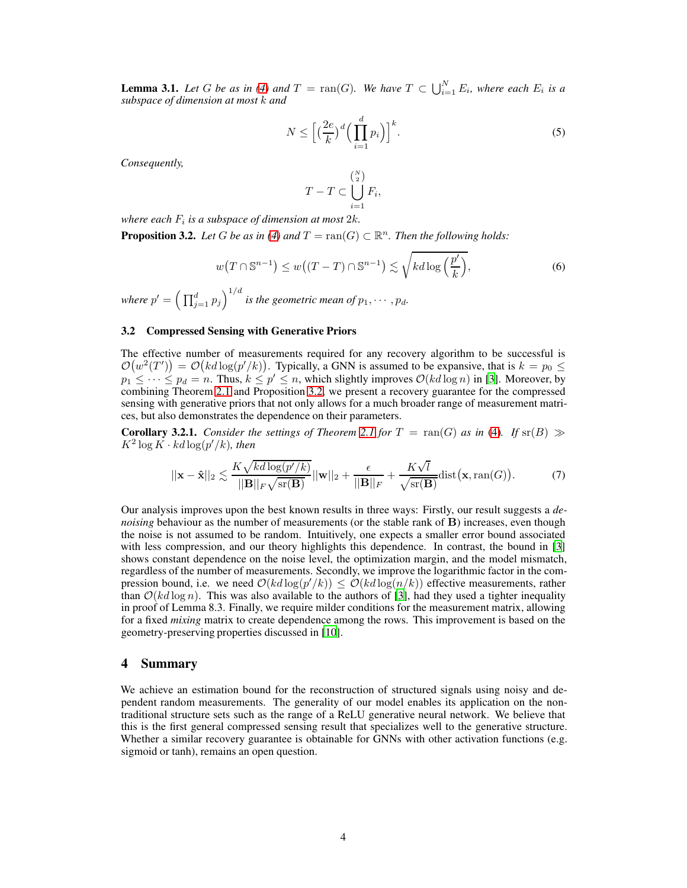**Lemma 3.1.** *Let $G$ be as in (4) and $T = \operatorname{ran}(G)$. We have $T \subset \bigcup_{i=1}^{N} E_i$, where each $E_i$ is a subspace of dimension at most $k$ and*

$$N \leq \Big[ (\frac{2e}{k})^d \Big( \prod_{i=1}^{d} p_i \Big) \Big]^k. \tag{5}$$

*Consequently,*

$$T - T \subset \bigcup_{i=1}^{\binom{N}{2}} F_i,$$

*where each $F_i$ is a subspace of dimension at most $2k$.*

**Proposition 3.2.** *Let $G$ be as in (4) and $T = \operatorname{ran}(G) \subset \mathbb{R}^n$. Then the following holds:*

$$w\big(T \cap \mathbb{S}^{n-1}\big) \leq w\big((T-T) \cap \mathbb{S}^{n-1}\big) \lesssim \sqrt{kd \log\Big(\frac{p'}{k}\Big)}, \tag{6}$$

*where $p' = \Big( \prod_{j=1}^{d} p_j \Big)^{1/d}$ is the geometric mean of $p_1, \cdots, p_d$.*

### 3.2 Compressed Sensing with Generative Priors

The effective number of measurements required for any recovery algorithm to be successful is $\mathcal{O}\big(w^2(T')\big) = \mathcal{O}\big(kd \log(p'/k)\big)$. Typically, a GNN is assumed to be expansive, that is $k = p_0 \leq p_1 \leq \cdots \leq p_d = n$. Thus, $k \leq p' \leq n$, which slightly improves $\mathcal{O}(kd \log n)$ in [3]. Moreover, by combining Theorem 2.1 and Proposition 3.2, we present a recovery guarantee for the compressed sensing with generative priors that not only allows for a much broader range of measurement matrices, but also demonstrates the dependence on their parameters.

**Corollary 3.2.1.** *Consider the settings of Theorem 2.1 for $T = \operatorname{ran}(G)$ as in (4). If $\operatorname{sr}(B) \gg K^2 \log K \cdot kd \log(p'/k)$, then*

$$||\mathbf{x} - \hat{\mathbf{x}}||_2 \lesssim \frac{K\sqrt{kd\log(p'/k)}}{||\mathbf{B}||_F \sqrt{\operatorname{sr}(\mathbf{B})}} ||\mathbf{w}||_2 + \frac{\epsilon}{||\mathbf{B}||_F} + \frac{K\sqrt{l}}{\sqrt{\operatorname{sr}(\mathbf{B})}} \operatorname{dist}\big(\mathbf{x}, \operatorname{ran}(G)\big). \tag{7}$$

Our analysis improves upon the best known results in three ways: Firstly, our result suggests a *denoising* behaviour as the number of measurements (or the stable rank of $\mathbf{B}$) increases, even though the noise is not assumed to be random. Intuitively, one expects a smaller error bound associated with less compression, and our theory highlights this dependence. In contrast, the bound in [3] shows constant dependence on the noise level, the optimization margin, and the model mismatch, regardless of the number of measurements. Secondly, we improve the logarithmic factor in the compression bound, i.e. we need $\mathcal{O}(kd\log(p'/k)) \leq \mathcal{O}(kd\log(n/k))$ effective measurements, rather than $\mathcal{O}(kd \log n)$. This was also available to the authors of [3], had they used a tighter inequality in proof of Lemma 8.3. Finally, we require milder conditions for the measurement matrix, allowing for a fixed *mixing* matrix to create dependence among the rows. This improvement is based on the geometry-preserving properties discussed in [10].

# 4 Summary

We achieve an estimation bound for the reconstruction of structured signals using noisy and dependent random measurements. The generality of our model enables its application on the non-traditional structure sets such as the range of a ReLU generative neural network. We believe that this is the first general compressed sensing result that specializes well to the generative structure. Whether a similar recovery guarantee is obtainable for GNNs with other activation functions (e.g. sigmoid or tanh), remains an open question.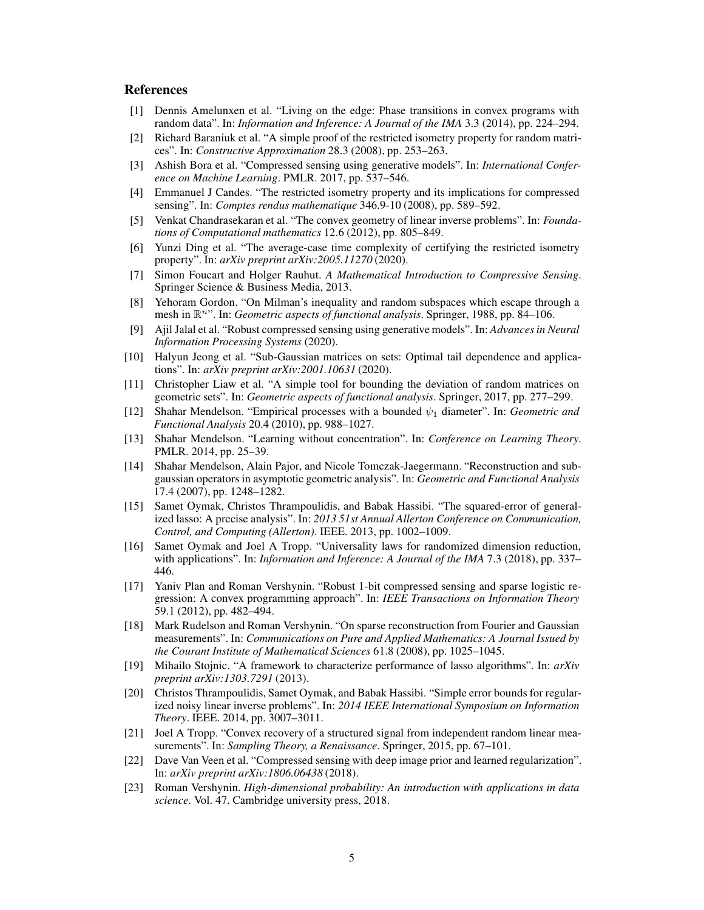## References

[1] Dennis Amelunxen et al. "Living on the edge: Phase transitions in convex programs with random data". In: *Information and Inference: A Journal of the IMA* 3.3 (2014), pp. 224–294.

[2] Richard Baraniuk et al. "A simple proof of the restricted isometry property for random matrices". In: *Constructive Approximation* 28.3 (2008), pp. 253–263.

[3] Ashish Bora et al. "Compressed sensing using generative models". In: *International Conference on Machine Learning*. PMLR. 2017, pp. 537–546.

[4] Emmanuel J Candes. "The restricted isometry property and its implications for compressed sensing". In: *Comptes rendus mathematique* 346.9-10 (2008), pp. 589–592.

[5] Venkat Chandrasekaran et al. "The convex geometry of linear inverse problems". In: *Foundations of Computational mathematics* 12.6 (2012), pp. 805–849.

[6] Yunzi Ding et al. "The average-case time complexity of certifying the restricted isometry property". In: *arXiv preprint arXiv:2005.11270* (2020).

[7] Simon Foucart and Holger Rauhut. *A Mathematical Introduction to Compressive Sensing*. Springer Science & Business Media, 2013.

[8] Yehoram Gordon. "On Milman's inequality and random subspaces which escape through a mesh in $\mathbb{R}^n$". In: *Geometric aspects of functional analysis*. Springer, 1988, pp. 84–106.

[9] Ajil Jalal et al. "Robust compressed sensing using generative models". In: *Advances in Neural Information Processing Systems* (2020).

[10] Halyun Jeong et al. "Sub-Gaussian matrices on sets: Optimal tail dependence and applications". In: *arXiv preprint arXiv:2001.10631* (2020).

[11] Christopher Liaw et al. "A simple tool for bounding the deviation of random matrices on geometric sets". In: *Geometric aspects of functional analysis*. Springer, 2017, pp. 277–299.

[12] Shahar Mendelson. "Empirical processes with a bounded $\psi_1$ diameter". In: *Geometric and Functional Analysis* 20.4 (2010), pp. 988–1027.

[13] Shahar Mendelson. "Learning without concentration". In: *Conference on Learning Theory*. PMLR. 2014, pp. 25–39.

[14] Shahar Mendelson, Alain Pajor, and Nicole Tomczak-Jaegermann. "Reconstruction and subgaussian operators in asymptotic geometric analysis". In: *Geometric and Functional Analysis* 17.4 (2007), pp. 1248–1282.

[15] Samet Oymak, Christos Thrampoulidis, and Babak Hassibi. "The squared-error of generalized lasso: A precise analysis". In: *2013 51st Annual Allerton Conference on Communication, Control, and Computing (Allerton)*. IEEE. 2013, pp. 1002–1009.

[16] Samet Oymak and Joel A Tropp. "Universality laws for randomized dimension reduction, with applications". In: *Information and Inference: A Journal of the IMA* 7.3 (2018), pp. 337–446.

[17] Yaniv Plan and Roman Vershynin. "Robust 1-bit compressed sensing and sparse logistic regression: A convex programming approach". In: *IEEE Transactions on Information Theory* 59.1 (2012), pp. 482–494.

[18] Mark Rudelson and Roman Vershynin. "On sparse reconstruction from Fourier and Gaussian measurements". In: *Communications on Pure and Applied Mathematics: A Journal Issued by the Courant Institute of Mathematical Sciences* 61.8 (2008), pp. 1025–1045.

[19] Mihailo Stojnic. "A framework to characterize performance of lasso algorithms". In: *arXiv preprint arXiv:1303.7291* (2013).

[20] Christos Thrampoulidis, Samet Oymak, and Babak Hassibi. "Simple error bounds for regularized noisy linear inverse problems". In: *2014 IEEE International Symposium on Information Theory*. IEEE. 2014, pp. 3007–3011.

[21] Joel A Tropp. "Convex recovery of a structured signal from independent random linear measurements". In: *Sampling Theory, a Renaissance*. Springer, 2015, pp. 67–101.

[22] Dave Van Veen et al. "Compressed sensing with deep image prior and learned regularization". In: *arXiv preprint arXiv:1806.06438* (2018).

[23] Roman Vershynin. *High-dimensional probability: An introduction with applications in data science*. Vol. 47. Cambridge university press, 2018.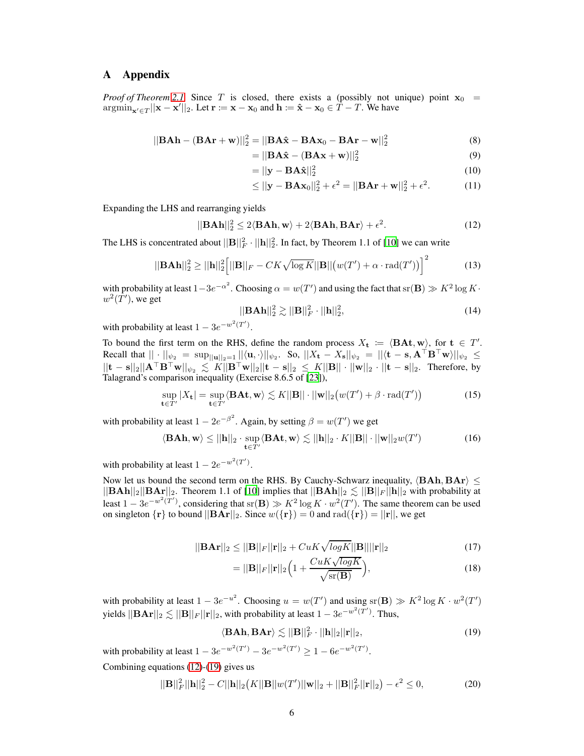# A Appendix

*Proof of Theorem 2.1.* Since $T$ is closed, there exists a (possibly not unique) point $\mathbf{x}_0 = \text{argmin}_{\mathbf{x}' \in T} ||\mathbf{x} - \mathbf{x}'||_2$. Let $\mathbf{r} := \mathbf{x} - \mathbf{x}_0$ and $\mathbf{h} := \hat{\mathbf{x}} - \mathbf{x}_0 \in T - T$. We have

$$
\begin{aligned}
||\mathbf{BAh} - (\mathbf{BAr} + \mathbf{w})||_2^2 &= ||\mathbf{BA}\hat{\mathbf{x}} - \mathbf{BA}\mathbf{x}_0 - \mathbf{BAr} - \mathbf{w}||_2^2 && (8)\\
&= ||\mathbf{BA}\hat{\mathbf{x}} - (\mathbf{BAx} + \mathbf{w})||_2^2 && (9)\\
&= ||\mathbf{y} - \mathbf{BA}\hat{\mathbf{x}}||_2^2 && (10)\\
&\leq ||\mathbf{y} - \mathbf{BA}\mathbf{x}_0||_2^2 + \epsilon^2 = ||\mathbf{BAr} + \mathbf{w}||_2^2 + \epsilon^2. && (11)
\end{aligned}
$$

Expanding the LHS and rearranging yields

$$
||\mathbf{BAh}||_2^2 \leq 2\langle \mathbf{BAh}, \mathbf{w} \rangle + 2\langle \mathbf{BAh}, \mathbf{BAr} \rangle + \epsilon^2. \tag{12}
$$

The LHS is concentrated about $||\mathbf{B}||_F^2 \cdot ||\mathbf{h}||_2^2$. In fact, by Theorem 1.1 of [10] we can write

$$
||\mathbf{BAh}||_2^2 \geq ||\mathbf{h}||_2^2 \Big[ ||\mathbf{B}||_F - CK\sqrt{\log K} ||\mathbf{B}|| \big( w(T') + \alpha \cdot \text{rad}(T') \big) \Big]^2 \tag{13}
$$

with probability at least $1 - 3e^{-\alpha^2}$. Choosing $\alpha = w(T')$ and using the fact that $\text{sr}(\mathbf{B}) \gg K^2 \log K \cdot w^2(T')$, we get

$$
||\mathbf{BAh}||_2^2 \gtrsim ||\mathbf{B}||_F^2 \cdot ||\mathbf{h}||_2^2, \tag{14}
$$

with probability at least $1 - 3e^{-w^2(T')}$.

To bound the first term on the RHS, define the random process $X_{\mathbf{t}} := \langle \mathbf{BAt}, \mathbf{w} \rangle$, for $\mathbf{t} \in T'$. Recall that $|| \cdot ||_{\psi_2} = \sup_{||\mathbf{u}||_2 = 1} ||\langle \mathbf{u}, \cdot \rangle||_{\psi_2}$. So, $||X_{\mathbf{t}} - X_{\mathbf{s}}||_{\psi_2} = ||\langle \mathbf{t} - \mathbf{s}, \mathbf{A}^\top \mathbf{B}^\top \mathbf{w} \rangle||_{\psi_2} \leq ||\mathbf{t} - \mathbf{s}||_2 ||\mathbf{A}^\top \mathbf{B}^\top \mathbf{w}||_{\psi_2} \lesssim K||\mathbf{B}^\top \mathbf{w}||_2 ||\mathbf{t} - \mathbf{s}||_2 \leq K||\mathbf{B}|| \cdot ||\mathbf{w}||_2 \cdot ||\mathbf{t} - \mathbf{s}||_2$. Therefore, by Talagrand's comparison inequality (Exercise 8.6.5 of [23]),

$$
\sup_{\mathbf{t} \in T'} |X_{\mathbf{t}}| = \sup_{\mathbf{t} \in T'} \langle \mathbf{BAt}, \mathbf{w} \rangle \lesssim K||\mathbf{B}|| \cdot ||\mathbf{w}||_2 \big( w(T') + \beta \cdot \text{rad}(T') \big) \tag{15}
$$

with probability at least $1 - 2e^{-\beta^2}$. Again, by setting $\beta = w(T')$ we get

$$
\langle \mathbf{BAh}, \mathbf{w} \rangle \leq ||\mathbf{h}||_2 \cdot \sup_{\mathbf{t} \in T'} \langle \mathbf{BAt}, \mathbf{w} \rangle \lesssim ||\mathbf{h}||_2 \cdot K||\mathbf{B}|| \cdot ||\mathbf{w}||_2 w(T') \tag{16}
$$

with probability at least $1 - 2e^{-w^2(T')}$.

Now let us bound the second term on the RHS. By Cauchy-Schwarz inequality, $\langle \mathbf{BAh}, \mathbf{BAr} \rangle \leq ||\mathbf{BAh}||_2 ||\mathbf{BAr}||_2$. Theorem 1.1 of [10] implies that $||\mathbf{BAh}||_2 \lesssim ||\mathbf{B}||_F ||\mathbf{h}||_2$ with probability at least $1 - 3e^{-w^2(T')}$, considering that $\text{sr}(\mathbf{B}) \gg K^2 \log K \cdot w^2(T')$. The same theorem can be used on singleton $\{\mathbf{r}\}$ to bound $||\mathbf{BAr}||_2$. Since $w(\{\mathbf{r}\}) = 0$ and $\text{rad}(\{\mathbf{r}\}) = ||\mathbf{r}||$, we get

$$
\begin{aligned}
||\mathbf{BAr}||_2 &\leq ||\mathbf{B}||_F ||\mathbf{r}||_2 + CuK\sqrt{logK} ||\mathbf{B}|| ||\mathbf{r}||_2 && (17)\\
&= ||\mathbf{B}||_F ||\mathbf{r}||_2 \Big( 1 + \frac{CuK\sqrt{logK}}{\sqrt{\text{sr}(\mathbf{B})}} \Big), && (18)
\end{aligned}
$$

with probability at least $1 - 3e^{-u^2}$. Choosing $u = w(T')$ and using $\text{sr}(\mathbf{B}) \gg K^2 \log K \cdot w^2(T')$ yields $||\mathbf{BAr}||_2 \lesssim ||\mathbf{B}||_F ||\mathbf{r}||_2$, with probability at least $1 - 3e^{-w^2(T')}$. Thus,

$$
\langle \mathbf{BAh}, \mathbf{BAr} \rangle \lesssim ||\mathbf{B}||_F^2 \cdot ||\mathbf{h}||_2 ||\mathbf{r}||_2, \tag{19}
$$

with probability at least $1 - 3e^{-w^2(T')} - 3e^{-w^2(T')} \geq 1 - 6e^{-w^2(T')}$.

Combining equations (12)-(19) gives us

$$
||\mathbf{B}||_F^2 ||\mathbf{h}||_2^2 - C||\mathbf{h}||_2 \big( K||\mathbf{B}|| w(T') ||\mathbf{w}||_2 + ||\mathbf{B}||_F^2 ||\mathbf{r}||_2 \big) - \epsilon^2 \leq 0, \tag{20}
$$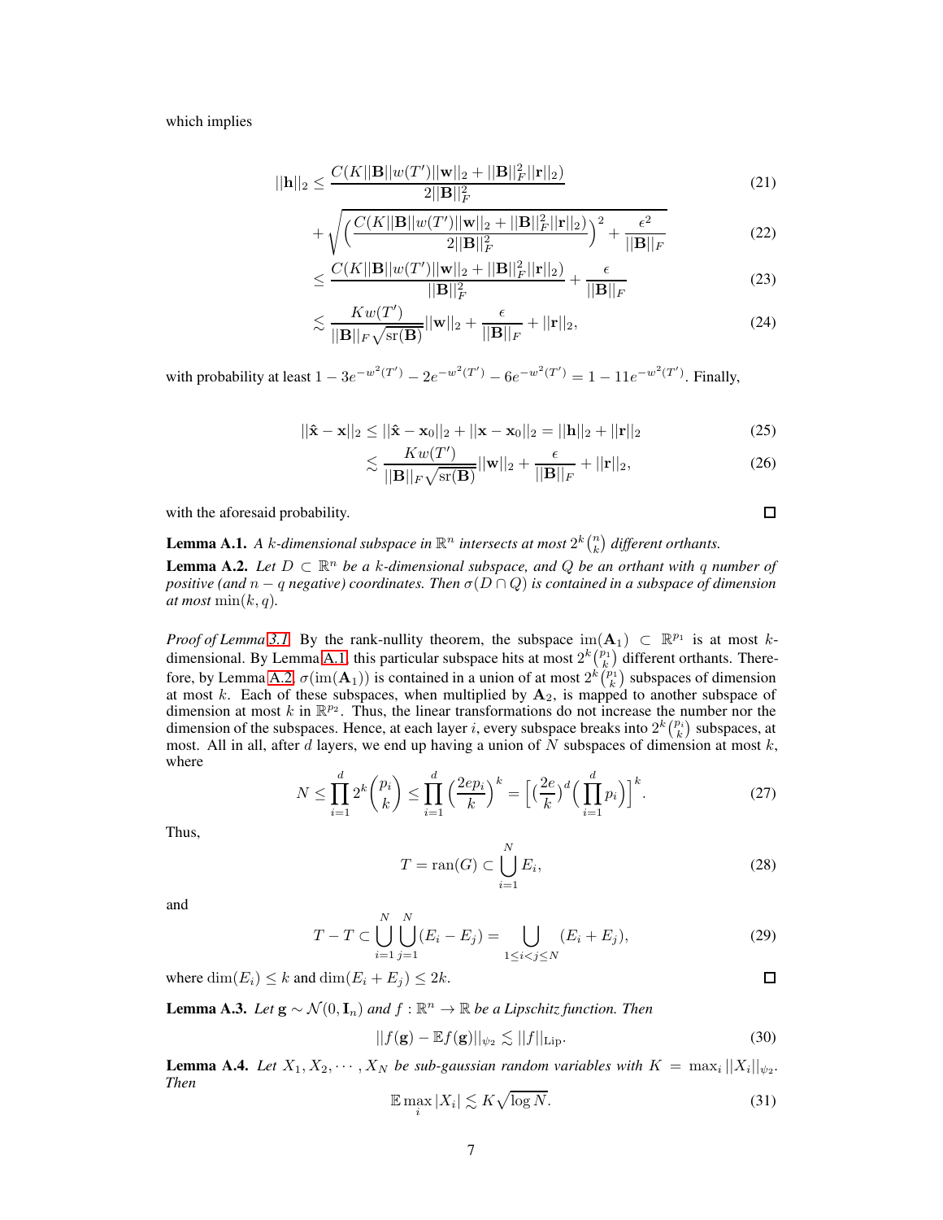which implies

$$||\mathbf{h}||_2 \leq \frac{C(K||\mathbf{B}||w(T')||\mathbf{w}||_2 + ||\mathbf{B}||_F^2||\mathbf{r}||_2)}{2||\mathbf{B}||_F^2} \tag{21}$$

$$+ \sqrt{\Big(\frac{C(K||\mathbf{B}||w(T')||\mathbf{w}||_2 + ||\mathbf{B}||_F^2||\mathbf{r}||_2)}{2||\mathbf{B}||_F^2}\Big)^2 + \frac{\epsilon^2}{||\mathbf{B}||_F}} \tag{22}$$

$$\leq \frac{C(K||\mathbf{B}||w(T')||\mathbf{w}||_2 + ||\mathbf{B}||_F^2||\mathbf{r}||_2)}{||\mathbf{B}||_F^2} + \frac{\epsilon}{||\mathbf{B}||_F} \tag{23}$$

$$\lesssim \frac{Kw(T')}{||\mathbf{B}||_F\sqrt{\mathrm{sr}(\mathbf{B})}}||\mathbf{w}||_2 + \frac{\epsilon}{||\mathbf{B}||_F} + ||\mathbf{r}||_2, \tag{24}$$

with probability at least $1 - 3e^{-w^2(T')} - 2e^{-w^2(T')} - 6e^{-w^2(T')} = 1 - 11e^{-w^2(T')}$. Finally,

$$||\hat{\mathbf{x}} - \mathbf{x}||_2 \leq ||\hat{\mathbf{x}} - \mathbf{x}_0||_2 + ||\mathbf{x} - \mathbf{x}_0||_2 = ||\mathbf{h}||_2 + ||\mathbf{r}||_2 \tag{25}$$

$$\lesssim \frac{Kw(T')}{||\mathbf{B}||_F\sqrt{\mathrm{sr}(\mathbf{B})}}||\mathbf{w}||_2 + \frac{\epsilon}{||\mathbf{B}||_F} + ||\mathbf{r}||_2, \tag{26}$$

with the aforesaid probability. ◻

**Lemma A.1.** *A $k$-dimensional subspace in $\mathbb{R}^n$ intersects at most $2^k\binom{n}{k}$ different orthants.*

**Lemma A.2.** *Let $D \subset \mathbb{R}^n$ be a $k$-dimensional subspace, and $Q$ be an orthant with $q$ number of positive (and $n - q$ negative) coordinates. Then $\sigma(D \cap Q)$ is contained in a subspace of dimension at most $\min(k, q)$.*

*Proof of Lemma 3.1.* By the rank-nullity theorem, the subspace $\mathrm{im}(\mathbf{A}_1) \subset \mathbb{R}^{p_1}$ is at most $k$-dimensional. By Lemma A.1, this particular subspace hits at most $2^k\binom{p_1}{k}$ different orthants. Therefore, by Lemma A.2, $\sigma(\mathrm{im}(\mathbf{A}_1))$ is contained in a union of at most $2^k\binom{p_1}{k}$ subspaces of dimension at most $k$. Each of these subspaces, when multiplied by $\mathbf{A}_2$, is mapped to another subspace of dimension at most $k$ in $\mathbb{R}^{p_2}$. Thus, the linear transformations do not increase the number nor the dimension of the subspaces. Hence, at each layer $i$, every subspace breaks into $2^k\binom{p_i}{k}$ subspaces, at most. All in all, after $d$ layers, we end up having a union of $N$ subspaces of dimension at most $k$, where

$$N \leq \prod_{i=1}^{d} 2^k\binom{p_i}{k} \leq \prod_{i=1}^{d}\Big(\frac{2ep_i}{k}\Big)^k = \Big[\big(\frac{2e}{k}\big)^d\Big(\prod_{i=1}^{d}p_i\Big)\Big]^k. \tag{27}$$

Thus,

$$T = \mathrm{ran}(G) \subset \bigcup_{i=1}^{N} E_i, \tag{28}$$

and

$$T - T \subset \bigcup_{i=1}^{N}\bigcup_{j=1}^{N}(E_i - E_j) = \bigcup_{1\leq i<j\leq N}(E_i + E_j), \tag{29}$$

where $\dim(E_i) \leq k$ and $\dim(E_i + E_j) \leq 2k$. ◻

**Lemma A.3.** *Let $\mathbf{g} \sim \mathcal{N}(0, \mathbf{I}_n)$ and $f : \mathbb{R}^n \to \mathbb{R}$ be a Lipschitz function. Then*

$$||f(\mathbf{g}) - \mathbb{E}f(\mathbf{g})||_{\psi_2} \lesssim ||f||_{\mathrm{Lip}}. \tag{30}$$

**Lemma A.4.** *Let $X_1, X_2, \cdots, X_N$ be sub-gaussian random variables with $K = \max_i ||X_i||_{\psi_2}$. Then*

$$\mathbb{E}\max_i |X_i| \lesssim K\sqrt{\log N}. \tag{31}$$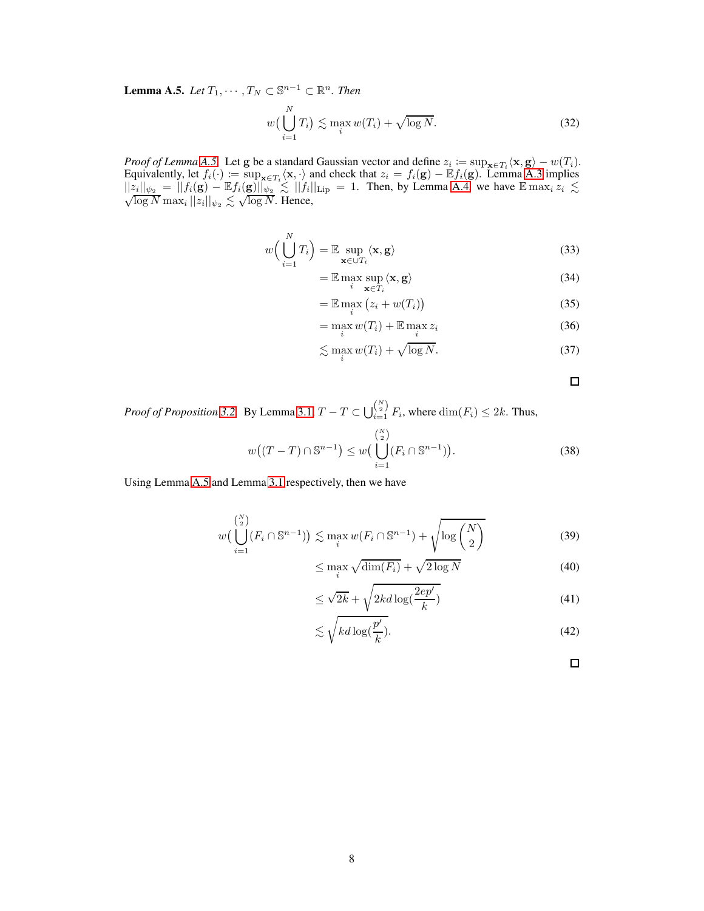**Lemma A.5.** *Let $T_1, \cdots, T_N \subset \mathbb{S}^{n-1} \subset \mathbb{R}^n$. Then*

$$w\big(\bigcup_{i=1}^{N} T_i\big) \lesssim \max_i w(T_i) + \sqrt{\log N}. \tag{32}$$

*Proof of Lemma A.5.* Let $\mathbf{g}$ be a standard Gaussian vector and define $z_i := \sup_{\mathbf{x}\in T_i}\langle \mathbf{x}, \mathbf{g}\rangle - w(T_i)$. Equivalently, let $f_i(\cdot) := \sup_{\mathbf{x}\in T_i}\langle \mathbf{x}, \cdot\rangle$ and check that $z_i = f_i(\mathbf{g}) - \mathbb{E}f_i(\mathbf{g})$. Lemma A.3 implies $||z_i||_{\psi_2} = ||f_i(\mathbf{g}) - \mathbb{E}f_i(\mathbf{g})||_{\psi_2} \lesssim ||f_i||_{\text{Lip}} = 1$. Then, by Lemma A.4 we have $\mathbb{E}\max_i z_i \lesssim \sqrt{\log N}\max_i ||z_i||_{\psi_2} \lesssim \sqrt{\log N}$. Hence,

$$
\begin{aligned}
w\Big(\bigcup_{i=1}^{N} T_i\Big) &= \mathbb{E}\sup_{\mathbf{x}\in\cup T_i}\langle \mathbf{x}, \mathbf{g}\rangle & (33)\\
&= \mathbb{E}\max_i \sup_{\mathbf{x}\in T_i}\langle \mathbf{x}, \mathbf{g}\rangle & (34)\\
&= \mathbb{E}\max_i \big(z_i + w(T_i)\big) & (35)\\
&= \max_i w(T_i) + \mathbb{E}\max_i z_i & (36)\\
&\lesssim \max_i w(T_i) + \sqrt{\log N}. & (37)
\end{aligned}
$$

□

*Proof of Proposition 3.2.* By Lemma 3.1, $T - T \subset \bigcup_{i=1}^{\binom{N}{2}} F_i$, where $\dim(F_i) \leq 2k$. Thus,

$$w\big((T-T)\cap\mathbb{S}^{n-1}\big) \leq w\big(\bigcup_{i=1}^{\binom{N}{2}}(F_i\cap\mathbb{S}^{n-1})\big). \tag{38}$$

Using Lemma A.5 and Lemma 3.1 respectively, then we have

$$
\begin{aligned}
w\big(\bigcup_{i=1}^{\binom{N}{2}}(F_i\cap\mathbb{S}^{n-1})\big) &\lesssim \max_i w(F_i\cap\mathbb{S}^{n-1}) + \sqrt{\log\binom{N}{2}} & (39)\\
&\leq \max_i \sqrt{\dim(F_i)} + \sqrt{2\log N} & (40)\\
&\leq \sqrt{2k} + \sqrt{2kd\log(\frac{2ep'}{k})} & (41)\\
&\lesssim \sqrt{kd\log(\frac{p'}{k})}. & (42)
\end{aligned}
$$

□